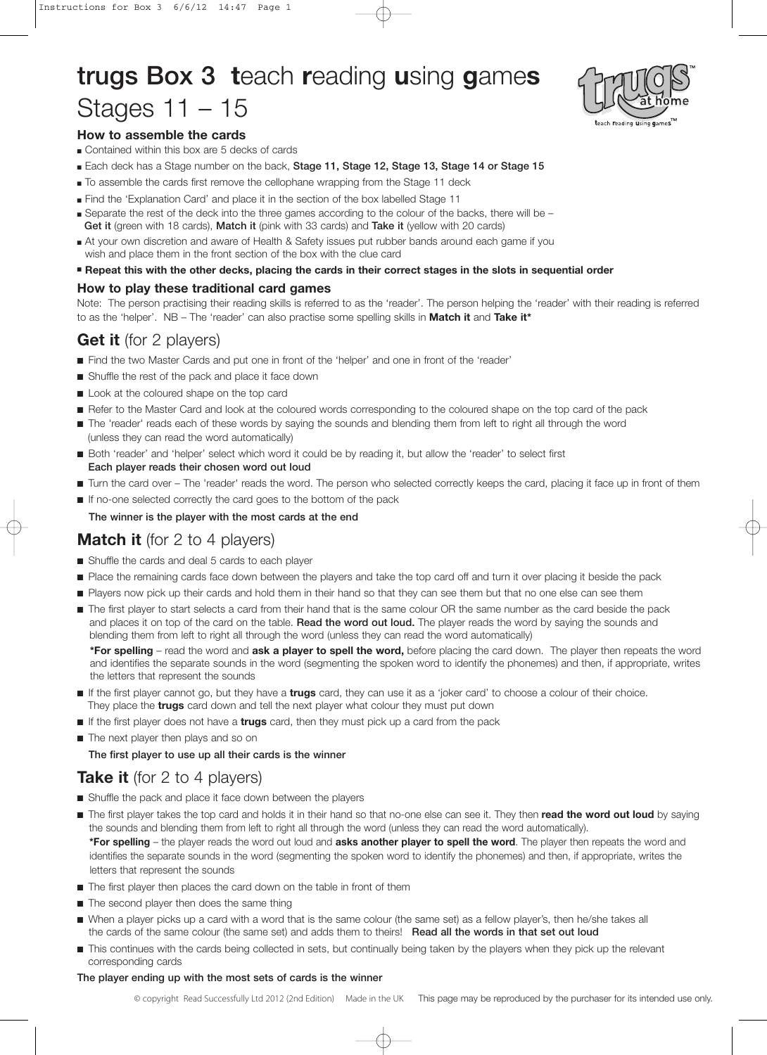# trugs Box 3 **t**each **r**eading **u**sing **g**ame**s**
# Stages 11 – 15

### How to assemble the cards

- Contained within this box are 5 decks of cards
- Each deck has a Stage number on the back, **Stage 11, Stage 12, Stage 13, Stage 14 or Stage 15**
- To assemble the cards first remove the cellophane wrapping from the Stage 11 deck
- Find the 'Explanation Card' and place it in the section of the box labelled Stage 11
- Separate the rest of the deck into the three games according to the colour of the backs, there will be – **Get it** (green with 18 cards), **Match it** (pink with 33 cards) and **Take it** (yellow with 20 cards)
- At your own discretion and aware of Health & Safety issues put rubber bands around each game if you wish and place them in the front section of the box with the clue card
- **Repeat this with the other decks, placing the cards in their correct stages in the slots in sequential order**

### How to play these traditional card games

Note: The person practising their reading skills is referred to as the 'reader'. The person helping the 'reader' with their reading is referred to as the 'helper'. NB – The 'reader' can also practise some spelling skills in **Match it** and **Take it***

## **Get it** (for 2 players)

- Find the two Master Cards and put one in front of the 'helper' and one in front of the 'reader'
- Shuffle the rest of the pack and place it face down
- Look at the coloured shape on the top card
- Refer to the Master Card and look at the coloured words corresponding to the coloured shape on the top card of the pack
- The 'reader' reads each of these words by saying the sounds and blending them from left to right all through the word (unless they can read the word automatically)
- Both 'reader' and 'helper' select which word it could be by reading it, but allow the 'reader' to select first
  **Each player reads their chosen word out loud**
- Turn the card over – The 'reader' reads the word. The person who selected correctly keeps the card, placing it face up in front of them
- If no-one selected correctly the card goes to the bottom of the pack

**The winner is the player with the most cards at the end**

## **Match it** (for 2 to 4 players)

- Shuffle the cards and deal 5 cards to each player
- Place the remaining cards face down between the players and take the top card off and turn it over placing it beside the pack
- Players now pick up their cards and hold them in their hand so that they can see them but that no one else can see them
- The first player to start selects a card from their hand that is the same colour OR the same number as the card beside the pack and places it on top of the card on the table. **Read the word out loud.** The player reads the word by saying the sounds and blending them from left to right all through the word (unless they can read the word automatically)

  ***For spelling** – read the word and **ask a player to spell the word,** before placing the card down. The player then repeats the word and identifies the separate sounds in the word (segmenting the spoken word to identify the phonemes) and then, if appropriate, writes the letters that represent the sounds
- If the first player cannot go, but they have a **trugs** card, they can use it as a 'joker card' to choose a colour of their choice. They place the **trugs** card down and tell the next player what colour they must put down
- If the first player does not have a **trugs** card, then they must pick up a card from the pack
- The next player then plays and so on

**The first player to use up all their cards is the winner**

## **Take it** (for 2 to 4 players)

- Shuffle the pack and place it face down between the players
- The first player takes the top card and holds it in their hand so that no-one else can see it. They then **read the word out loud** by saying the sounds and blending them from left to right all through the word (unless they can read the word automatically).

  ***For spelling** – the player reads the word out loud and **asks another player to spell the word**. The player then repeats the word and identifies the separate sounds in the word (segmenting the spoken word to identify the phonemes) and then, if appropriate, writes the letters that represent the sounds
- The first player then places the card down on the table in front of them
- The second player then does the same thing
- When a player picks up a card with a word that is the same colour (the same set) as a fellow player's, then he/she takes all the cards of the same colour (the same set) and adds them to theirs! **Read all the words in that set out loud**
- This continues with the cards being collected in sets, but continually being taken by the players when they pick up the relevant corresponding cards

**The player ending up with the most sets of cards is the winner**

© copyright Read Successfully Ltd 2012 (2nd Edition) Made in the UK This page may be reproduced by the purchaser for its intended use only.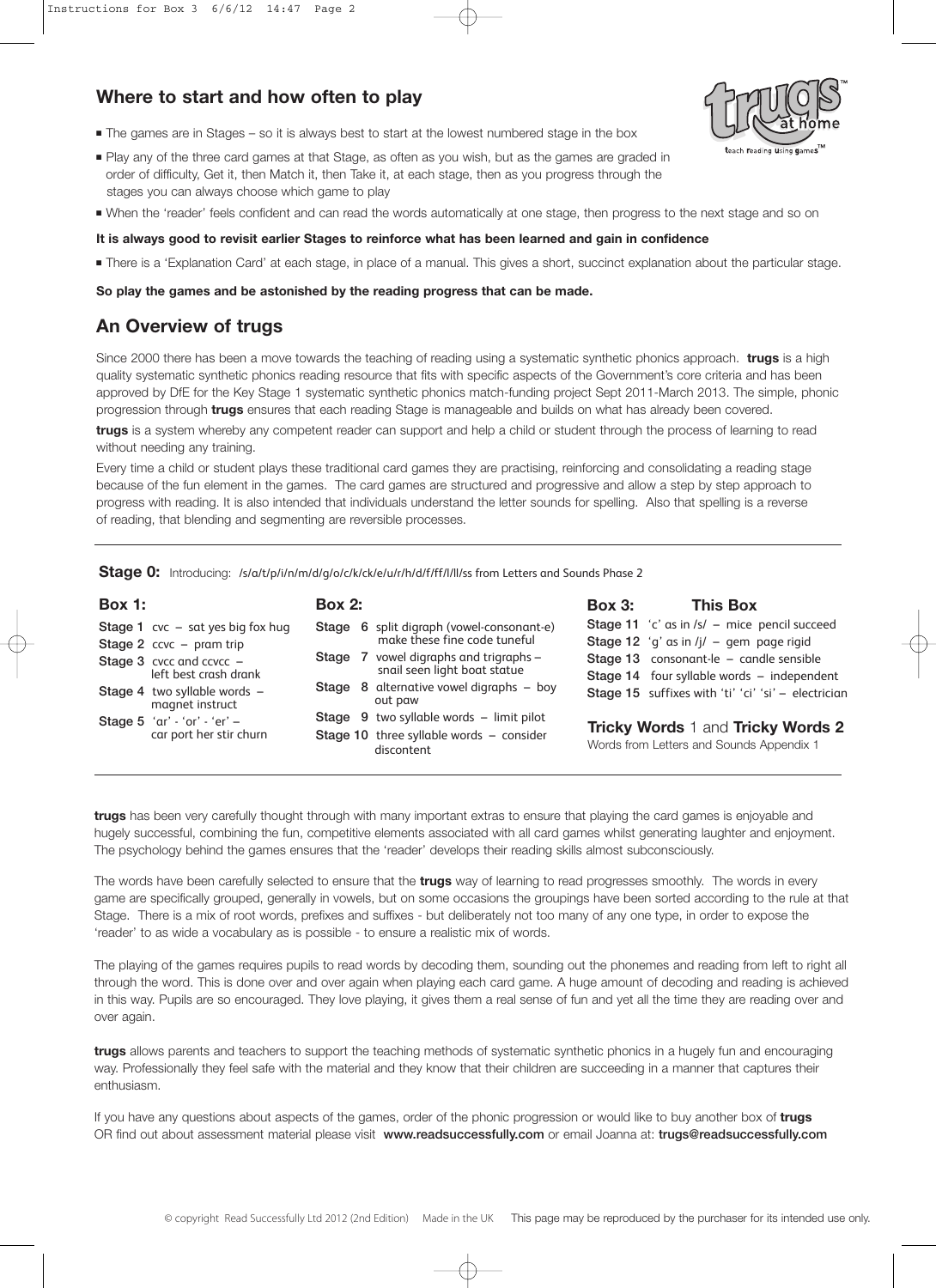## Where to start and how to play

- The games are in Stages – so it is always best to start at the lowest numbered stage in the box
- Play any of the three card games at that Stage, as often as you wish, but as the games are graded in order of difficulty, Get it, then Match it, then Take it, at each stage, then as you progress through the stages you can always choose which game to play
- When the 'reader' feels confident and can read the words automatically at one stage, then progress to the next stage and so on

**It is always good to revisit earlier Stages to reinforce what has been learned and gain in confidence**

- There is a 'Explanation Card' at each stage, in place of a manual. This gives a short, succinct explanation about the particular stage.

**So play the games and be astonished by the reading progress that can be made.**

## An Overview of trugs

Since 2000 there has been a move towards the teaching of reading using a systematic synthetic phonics approach. **trugs** is a high quality systematic synthetic phonics reading resource that fits with specific aspects of the Government's core criteria and has been approved by DfE for the Key Stage 1 systematic synthetic phonics match-funding project Sept 2011-March 2013. The simple, phonic progression through **trugs** ensures that each reading Stage is manageable and builds on what has already been covered.

**trugs** is a system whereby any competent reader can support and help a child or student through the process of learning to read without needing any training.

Every time a child or student plays these traditional card games they are practising, reinforcing and consolidating a reading stage because of the fun element in the games. The card games are structured and progressive and allow a step by step approach to progress with reading. It is also intended that individuals understand the letter sounds for spelling. Also that spelling is a reverse of reading, that blending and segmenting are reversible processes.

**Stage 0:** Introducing: /s/a/t/p/i/n/m/d/g/o/c/k/ck/e/u/r/h/d/f/ff/l/ll/ss from Letters and Sounds Phase 2

**Box 1:**

- **Stage 1** cvc – sat yes big fox hug
- **Stage 2** ccvc – pram trip
- **Stage 3** cvcc and ccvcc – left best crash drank
- **Stage 4** two syllable words – magnet instruct
- **Stage 5** 'ar' - 'or' - 'er' – car port her stir churn

**Box 2:**

- **Stage 6** split digraph (vowel-consonant-e) make these fine code tuneful
- **Stage 7** vowel digraphs and trigraphs – snail seen light boat statue
- **Stage 8** alternative vowel digraphs – boy out paw
- **Stage 9** two syllable words – limit pilot
- **Stage 10** three syllable words – consider discontent

**Box 3: This Box**

- **Stage 11** 'c' as in /s/ – mice pencil succeed
- **Stage 12** 'g' as in /j/ – gem page rigid
- **Stage 13** consonant-le – candle sensible
- **Stage 14** four syllable words – independent
- **Stage 15** suffixes with 'ti' 'ci' 'si' – electrician

**Tricky Words** 1 and **Tricky Words 2**

Words from Letters and Sounds Appendix 1

**trugs** has been very carefully thought through with many important extras to ensure that playing the card games is enjoyable and hugely successful, combining the fun, competitive elements associated with all card games whilst generating laughter and enjoyment. The psychology behind the games ensures that the 'reader' develops their reading skills almost subconsciously.

The words have been carefully selected to ensure that the **trugs** way of learning to read progresses smoothly. The words in every game are specifically grouped, generally in vowels, but on some occasions the groupings have been sorted according to the rule at that Stage. There is a mix of root words, prefixes and suffixes - but deliberately not too many of any one type, in order to expose the 'reader' to as wide a vocabulary as is possible - to ensure a realistic mix of words.

The playing of the games requires pupils to read words by decoding them, sounding out the phonemes and reading from left to right all through the word. This is done over and over again when playing each card game. A huge amount of decoding and reading is achieved in this way. Pupils are so encouraged. They love playing, it gives them a real sense of fun and yet all the time they are reading over and over again.

**trugs** allows parents and teachers to support the teaching methods of systematic synthetic phonics in a hugely fun and encouraging way. Professionally they feel safe with the material and they know that their children are succeeding in a manner that captures their enthusiasm.

If you have any questions about aspects of the games, order of the phonic progression or would like to buy another box of **trugs** OR find out about assessment material please visit **www.readsuccessfully.com** or email Joanna at: **trugs@readsuccessfully.com**

© copyright Read Successfully Ltd 2012 (2nd Edition) Made in the UK This page may be reproduced by the purchaser for its intended use only.